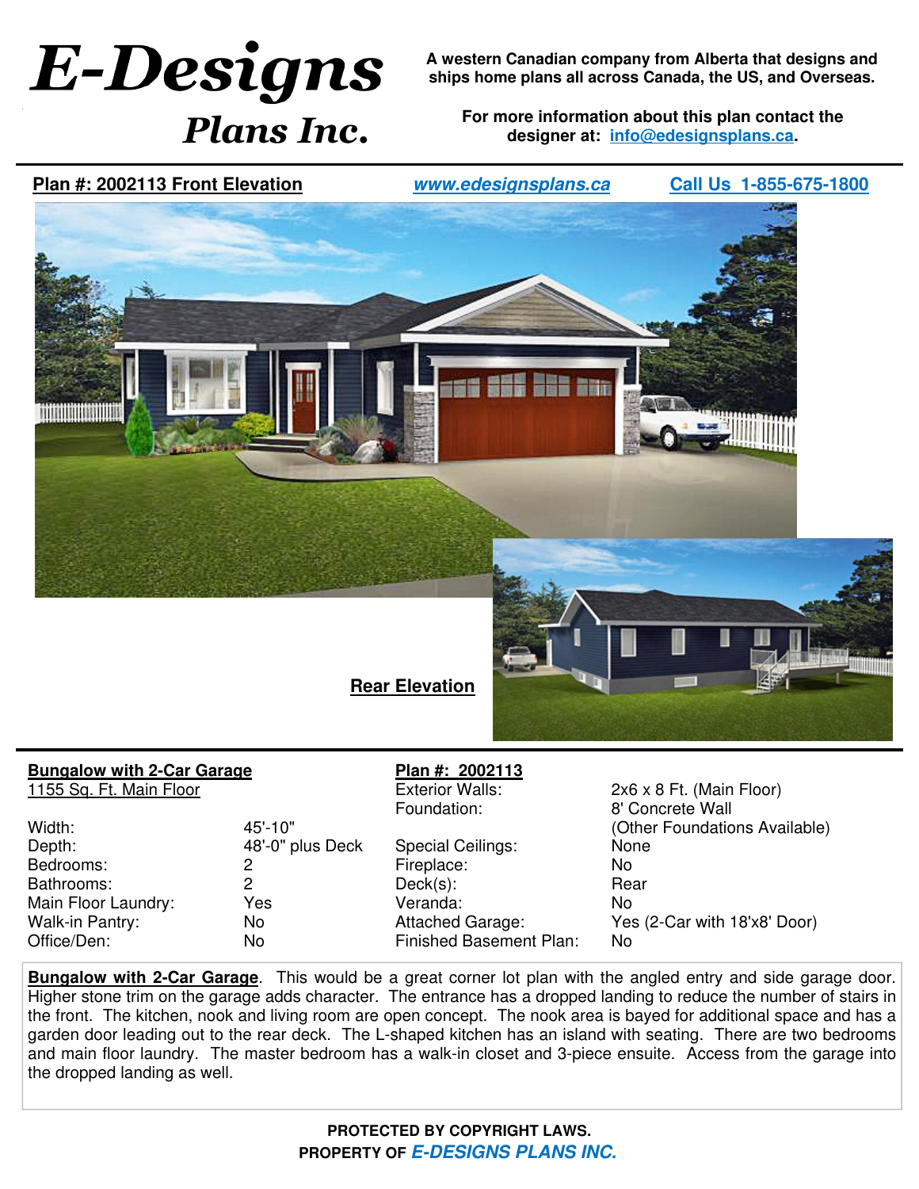# E-Designs Plans Inc.

**A western Canadian company from Alberta that designs and ships home plans all across Canada, the US, and Overseas.**

**For more information about this plan contact the designer at: info@edesignsplans.ca.**

**Plan #: 2002113 Front Elevation** | ***www.edesignsplans.ca*** | **Call Us 1-855-675-1800**

**Rear Elevation**

## Bungalow with 2-Car Garage

1155 Sq. Ft. Main Floor

| | |
|---|---|
| Width: | 45'-10" |
| Depth: | 48'-0" plus Deck |
| Bedrooms: | 2 |
| Bathrooms: | 2 |
| Main Floor Laundry: | Yes |
| Walk-in Pantry: | No |
| Office/Den: | No |

## Plan #: 2002113

| | |
|---|---|
| Exterior Walls: | 2x6 x 8 Ft. (Main Floor) |
| Foundation: | 8' Concrete Wall (Other Foundations Available) |
| Special Ceilings: | None |
| Fireplace: | No |
| Deck(s): | Rear |
| Veranda: | No |
| Attached Garage: | Yes (2-Car with 18'x8' Door) |
| Finished Basement Plan: | No |

**Bungalow with 2-Car Garage**. This would be a great corner lot plan with the angled entry and side garage door. Higher stone trim on the garage adds character. The entrance has a dropped landing to reduce the number of stairs in the front. The kitchen, nook and living room are open concept. The nook area is bayed for additional space and has a garden door leading out to the rear deck. The L-shaped kitchen has an island with seating. There are two bedrooms and main floor laundry. The master bedroom has a walk-in closet and 3-piece ensuite. Access from the garage into the dropped landing as well.

**PROTECTED BY COPYRIGHT LAWS.**
**PROPERTY OF *E-DESIGNS PLANS INC.***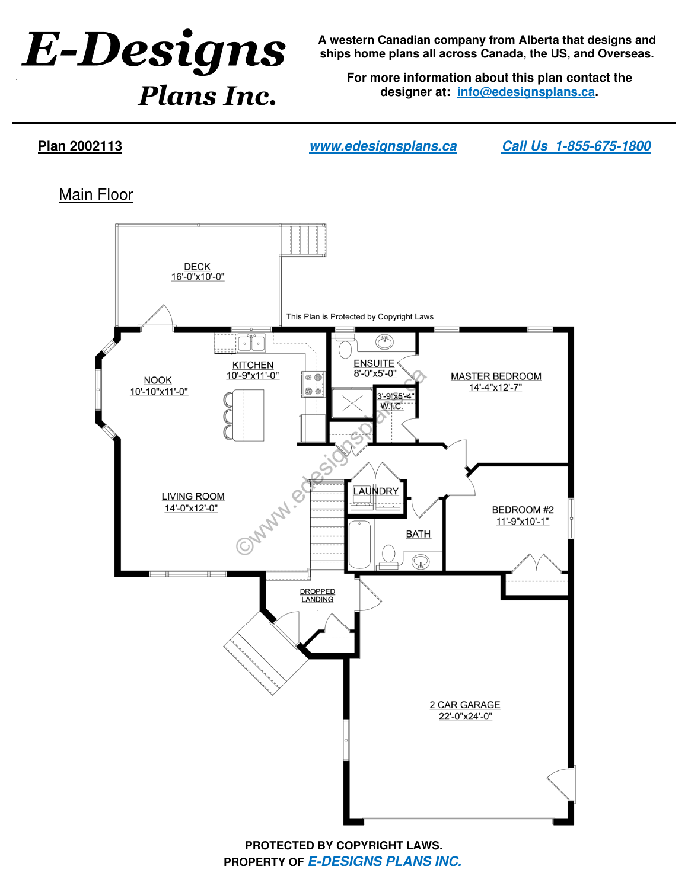# E-Designs Plans Inc.

A western Canadian company from Alberta that designs and ships home plans all across Canada, the US, and Overseas.

For more information about this plan contact the designer at: info@edesignsplans.ca.

**Plan 2002113** www.edesignsplans.ca Call Us 1-855-675-1800

## Main Floor

DECK
16'-0"x10'-0"

This Plan is Protected by Copyright Laws

NOOK
10'-10"x11'-0"

KITCHEN
10'-9"x11'-0"

ENSUITE
8'-0"x5'-0"

MASTER BEDROOM
14'-4"x12'-7"

3'-9"x5'-4"
W.I.C.

LIVING ROOM
14'-0"x12'-0"

LAUNDRY

BATH

BEDROOM #2
11'-9"x10'-1"

DROPPED LANDING

2 CAR GARAGE
22'-0"x24'-0"

©www.edesignsplans.ca

**PROTECTED BY COPYRIGHT LAWS.**
**PROPERTY OF *E-DESIGNS PLANS INC.***